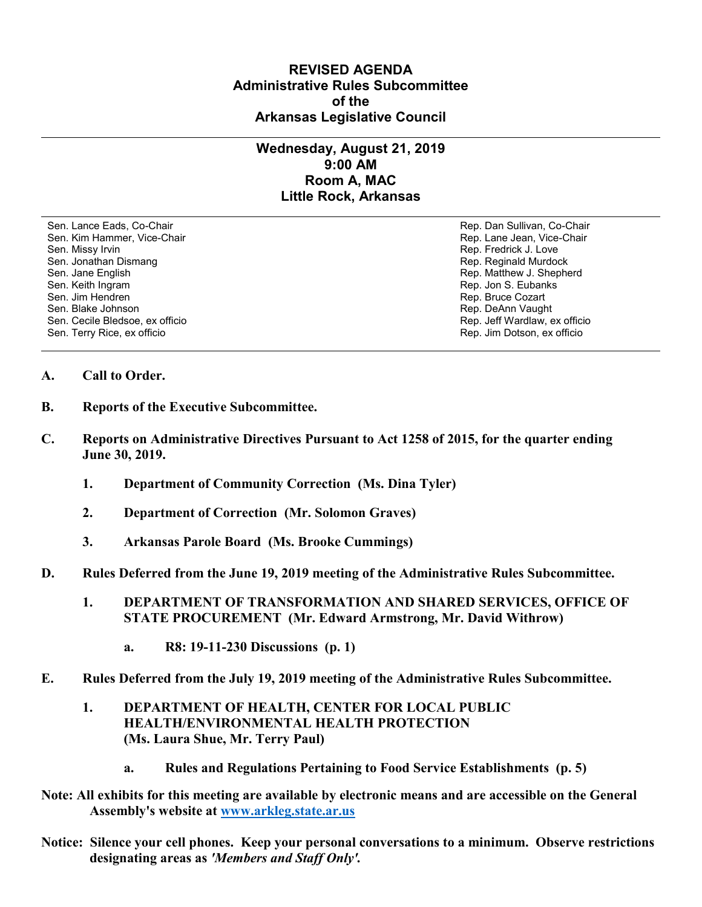# REVISED AGENDA
## Administrative Rules Subcommittee
## of the
## Arkansas Legislative Council

---

### Wednesday, August 21, 2019
### 9:00 AM
### Room A, MAC
### Little Rock, Arkansas

---

| | |
|---|---|
| Sen. Lance Eads, Co-Chair | Rep. Dan Sullivan, Co-Chair |
| Sen. Kim Hammer, Vice-Chair | Rep. Lane Jean, Vice-Chair |
| Sen. Missy Irvin | Rep. Fredrick J. Love |
| Sen. Jonathan Dismang | Rep. Reginald Murdock |
| Sen. Jane English | Rep. Matthew J. Shepherd |
| Sen. Keith Ingram | Rep. Jon S. Eubanks |
| Sen. Jim Hendren | Rep. Bruce Cozart |
| Sen. Blake Johnson | Rep. DeAnn Vaught |
| Sen. Cecile Bledsoe, ex officio | Rep. Jeff Wardlaw, ex officio |
| Sen. Terry Rice, ex officio | Rep. Jim Dotson, ex officio |

---

**A. Call to Order.**

**B. Reports of the Executive Subcommittee.**

**C. Reports on Administrative Directives Pursuant to Act 1258 of 2015, for the quarter ending June 30, 2019.**

- **1. Department of Community Correction (Ms. Dina Tyler)**
- **2. Department of Correction (Mr. Solomon Graves)**
- **3. Arkansas Parole Board (Ms. Brooke Cummings)**

**D. Rules Deferred from the June 19, 2019 meeting of the Administrative Rules Subcommittee.**

- **1. DEPARTMENT OF TRANSFORMATION AND SHARED SERVICES, OFFICE OF STATE PROCUREMENT (Mr. Edward Armstrong, Mr. David Withrow)**
  - **a. R8: 19-11-230 Discussions (p. 1)**

**E. Rules Deferred from the July 19, 2019 meeting of the Administrative Rules Subcommittee.**

- **1. DEPARTMENT OF HEALTH, CENTER FOR LOCAL PUBLIC HEALTH/ENVIRONMENTAL HEALTH PROTECTION (Ms. Laura Shue, Mr. Terry Paul)**
  - **a. Rules and Regulations Pertaining to Food Service Establishments (p. 5)**

**Note: All exhibits for this meeting are available by electronic means and are accessible on the General Assembly's website at [www.arkleg.state.ar.us](http://www.arkleg.state.ar.us)**

**Notice: Silence your cell phones. Keep your personal conversations to a minimum. Observe restrictions designating areas as *'Members and Staff Only'*.**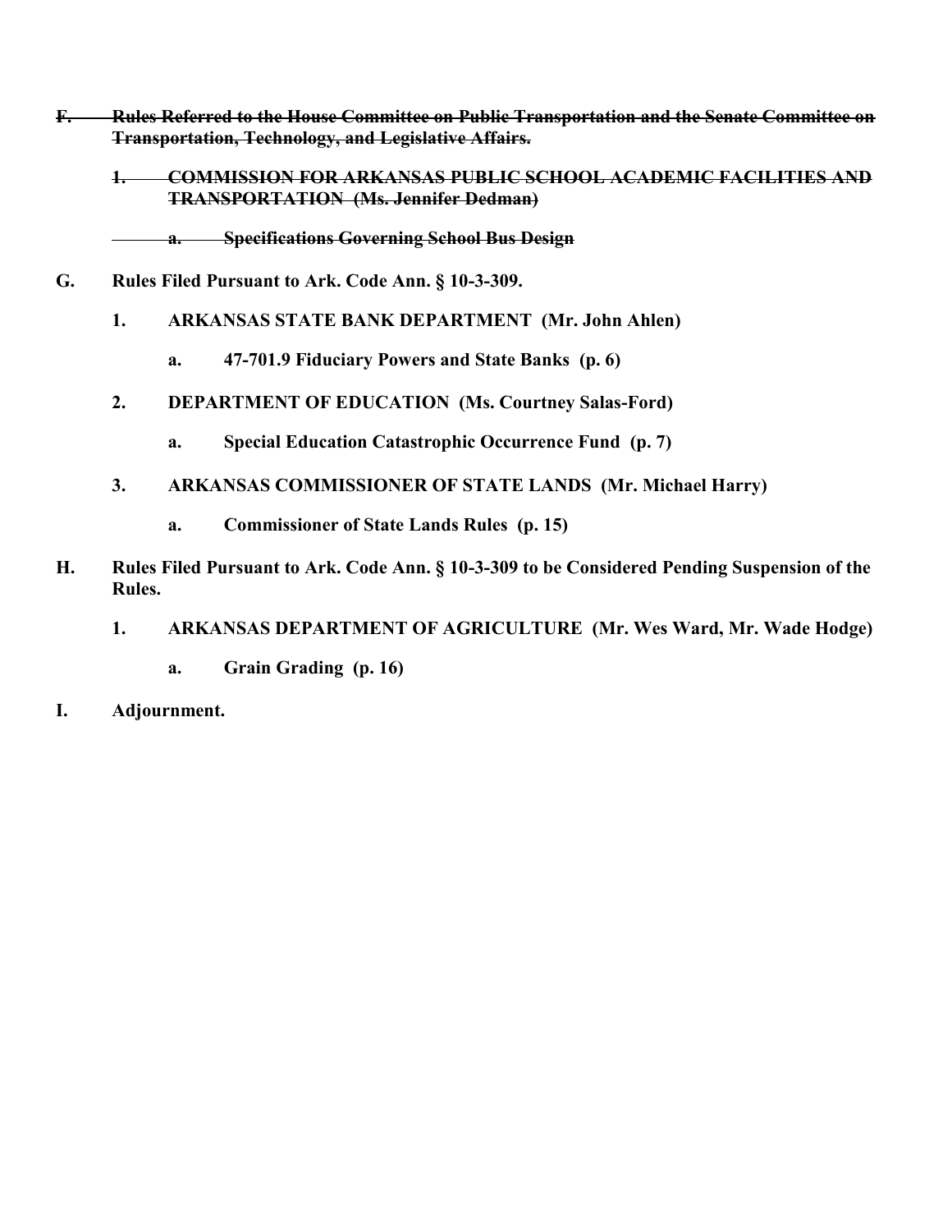~~**F. Rules Referred to the House Committee on Public Transportation and the Senate Committee on Transportation, Technology, and Legislative Affairs.**~~

~~**1. COMMISSION FOR ARKANSAS PUBLIC SCHOOL ACADEMIC FACILITIES AND TRANSPORTATION (Ms. Jennifer Dedman)**~~

~~**a. Specifications Governing School Bus Design**~~

**G. Rules Filed Pursuant to Ark. Code Ann. § 10-3-309.**

**1. ARKANSAS STATE BANK DEPARTMENT (Mr. John Ahlen)**

**a. 47-701.9 Fiduciary Powers and State Banks (p. 6)**

**2. DEPARTMENT OF EDUCATION (Ms. Courtney Salas-Ford)**

**a. Special Education Catastrophic Occurrence Fund (p. 7)**

**3. ARKANSAS COMMISSIONER OF STATE LANDS (Mr. Michael Harry)**

**a. Commissioner of State Lands Rules (p. 15)**

**H. Rules Filed Pursuant to Ark. Code Ann. § 10-3-309 to be Considered Pending Suspension of the Rules.**

**1. ARKANSAS DEPARTMENT OF AGRICULTURE (Mr. Wes Ward, Mr. Wade Hodge)**

**a. Grain Grading (p. 16)**

**I. Adjournment.**